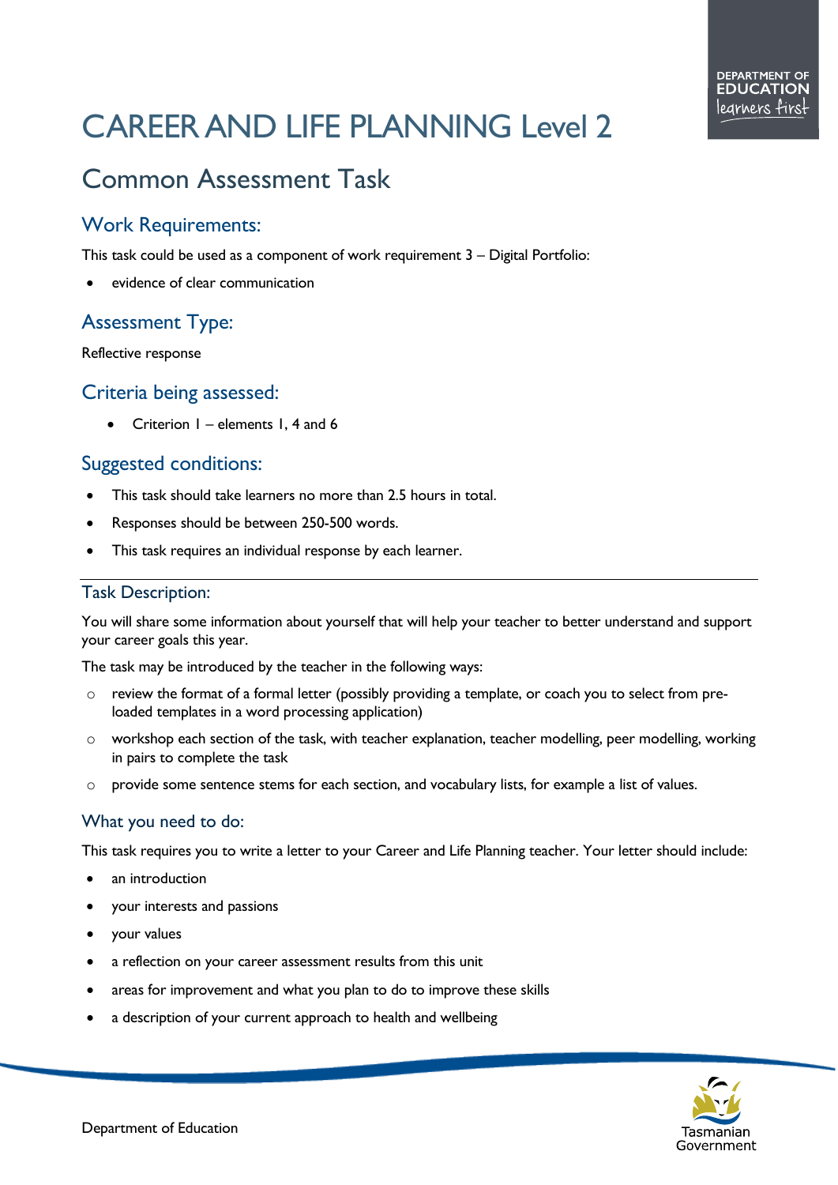# CAREER AND LIFE PLANNING Level 2

## Common Assessment Task

### Work Requirements:

This task could be used as a component of work requirement 3 – Digital Portfolio:

- evidence of clear communication

### Assessment Type:

Reflective response

### Criteria being assessed:

- Criterion 1 – elements 1, 4 and 6

### Suggested conditions:

- This task should take learners no more than 2.5 hours in total.
- Responses should be between 250-500 words.
- This task requires an individual response by each learner.

---

### Task Description:

You will share some information about yourself that will help your teacher to better understand and support your career goals this year.

The task may be introduced by the teacher in the following ways:

- review the format of a formal letter (possibly providing a template, or coach you to select from pre-loaded templates in a word processing application)
- workshop each section of the task, with teacher explanation, teacher modelling, peer modelling, working in pairs to complete the task
- provide some sentence stems for each section, and vocabulary lists, for example a list of values.

### What you need to do:

This task requires you to write a letter to your Career and Life Planning teacher. Your letter should include:

- an introduction
- your interests and passions
- your values
- a reflection on your career assessment results from this unit
- areas for improvement and what you plan to do to improve these skills
- a description of your current approach to health and wellbeing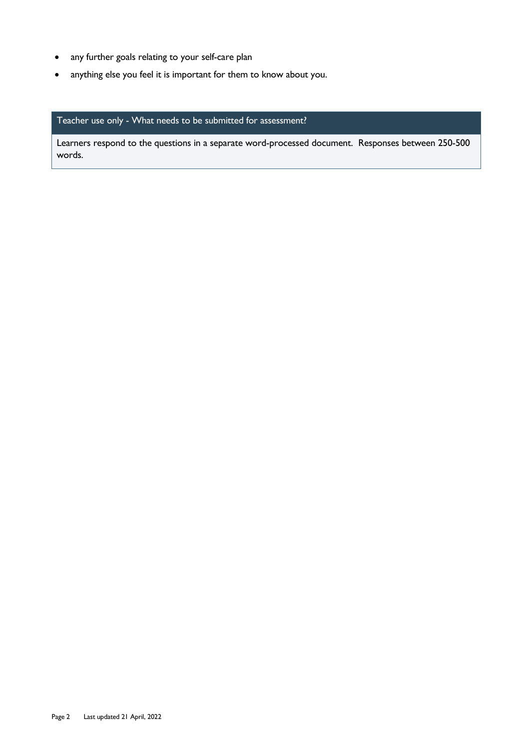- any further goals relating to your self-care plan
- anything else you feel it is important for them to know about you.

| Teacher use only - What needs to be submitted for assessment? |
| --- |
| Learners respond to the questions in a separate word-processed document. Responses between 250-500 words. |